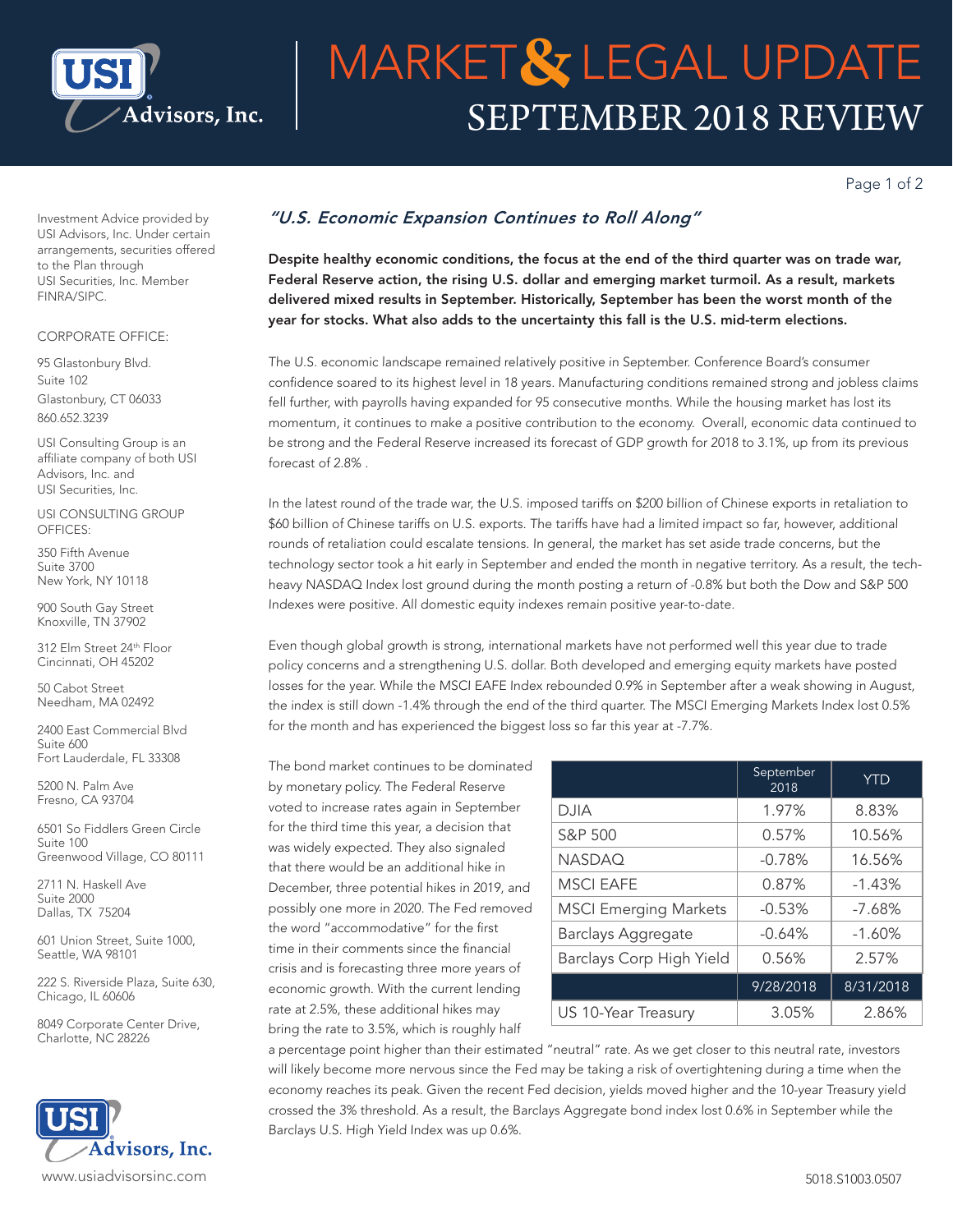# MARKET & LEGAL UPDATE
## SEPTEMBER 2018 REVIEW

Investment Advice provided by USI Advisors, Inc. Under certain arrangements, securities offered to the Plan through USI Securities, Inc. Member FINRA/SIPC.

CORPORATE OFFICE:

95 Glastonbury Blvd.
Suite 102
Glastonbury, CT 06033
860.652.3239

USI Consulting Group is an affiliate company of both USI Advisors, Inc. and USI Securities, Inc.

USI CONSULTING GROUP OFFICES:

350 Fifth Avenue
Suite 3700
New York, NY 10118

900 South Gay Street
Knoxville, TN 37902

312 Elm Street 24th Floor
Cincinnati, OH 45202

50 Cabot Street
Needham, MA 02492

2400 East Commercial Blvd
Suite 600
Fort Lauderdale, FL 33308

5200 N. Palm Ave
Fresno, CA 93704

6501 So Fiddlers Green Circle
Suite 100
Greenwood Village, CO 80111

2711 N. Haskell Ave
Suite 2000
Dallas, TX 75204

601 Union Street, Suite 1000,
Seattle, WA 98101

222 S. Riverside Plaza, Suite 630,
Chicago, IL 60606

8049 Corporate Center Drive,
Charlotte, NC 28226

www.usiadvisorsinc.com

### *"U.S. Economic Expansion Continues to Roll Along"*

**Despite healthy economic conditions, the focus at the end of the third quarter was on trade war, Federal Reserve action, the rising U.S. dollar and emerging market turmoil. As a result, markets delivered mixed results in September. Historically, September has been the worst month of the year for stocks. What also adds to the uncertainty this fall is the U.S. mid-term elections.**

The U.S. economic landscape remained relatively positive in September. Conference Board's consumer confidence soared to its highest level in 18 years. Manufacturing conditions remained strong and jobless claims fell further, with payrolls having expanded for 95 consecutive months. While the housing market has lost its momentum, it continues to make a positive contribution to the economy. Overall, economic data continued to be strong and the Federal Reserve increased its forecast of GDP growth for 2018 to 3.1%, up from its previous forecast of 2.8% .

In the latest round of the trade war, the U.S. imposed tariffs on $200 billion of Chinese exports in retaliation to $60 billion of Chinese tariffs on U.S. exports. The tariffs have had a limited impact so far, however, additional rounds of retaliation could escalate tensions. In general, the market has set aside trade concerns, but the technology sector took a hit early in September and ended the month in negative territory. As a result, the tech-heavy NASDAQ Index lost ground during the month posting a return of -0.8% but both the Dow and S&P 500 Indexes were positive. All domestic equity indexes remain positive year-to-date.

Even though global growth is strong, international markets have not performed well this year due to trade policy concerns and a strengthening U.S. dollar. Both developed and emerging equity markets have posted losses for the year. While the MSCI EAFE Index rebounded 0.9% in September after a weak showing in August, the index is still down -1.4% through the end of the third quarter. The MSCI Emerging Markets Index lost 0.5% for the month and has experienced the biggest loss so far this year at -7.7%.

| | September 2018 | YTD |
|---|---|---|
| DJIA | 1.97% | 8.83% |
| S&P 500 | 0.57% | 10.56% |
| NASDAQ | -0.78% | 16.56% |
| MSCI EAFE | 0.87% | -1.43% |
| MSCI Emerging Markets | -0.53% | -7.68% |
| Barclays Aggregate | -0.64% | -1.60% |
| Barclays Corp High Yield | 0.56% | 2.57% |
| | 9/28/2018 | 8/31/2018 |
| US 10-Year Treasury | 3.05% | 2.86% |

The bond market continues to be dominated by monetary policy. The Federal Reserve voted to increase rates again in September for the third time this year, a decision that was widely expected. They also signaled that there would be an additional hike in December, three potential hikes in 2019, and possibly one more in 2020. The Fed removed the word "accommodative" for the first time in their comments since the financial crisis and is forecasting three more years of economic growth. With the current lending rate at 2.5%, these additional hikes may bring the rate to 3.5%, which is roughly half a percentage point higher than their estimated "neutral" rate. As we get closer to this neutral rate, investors will likely become more nervous since the Fed may be taking a risk of overtightening during a time when the economy reaches its peak. Given the recent Fed decision, yields moved higher and the 10-year Treasury yield crossed the 3% threshold. As a result, the Barclays Aggregate bond index lost 0.6% in September while the Barclays U.S. High Yield Index was up 0.6%.

5018.S1003.0507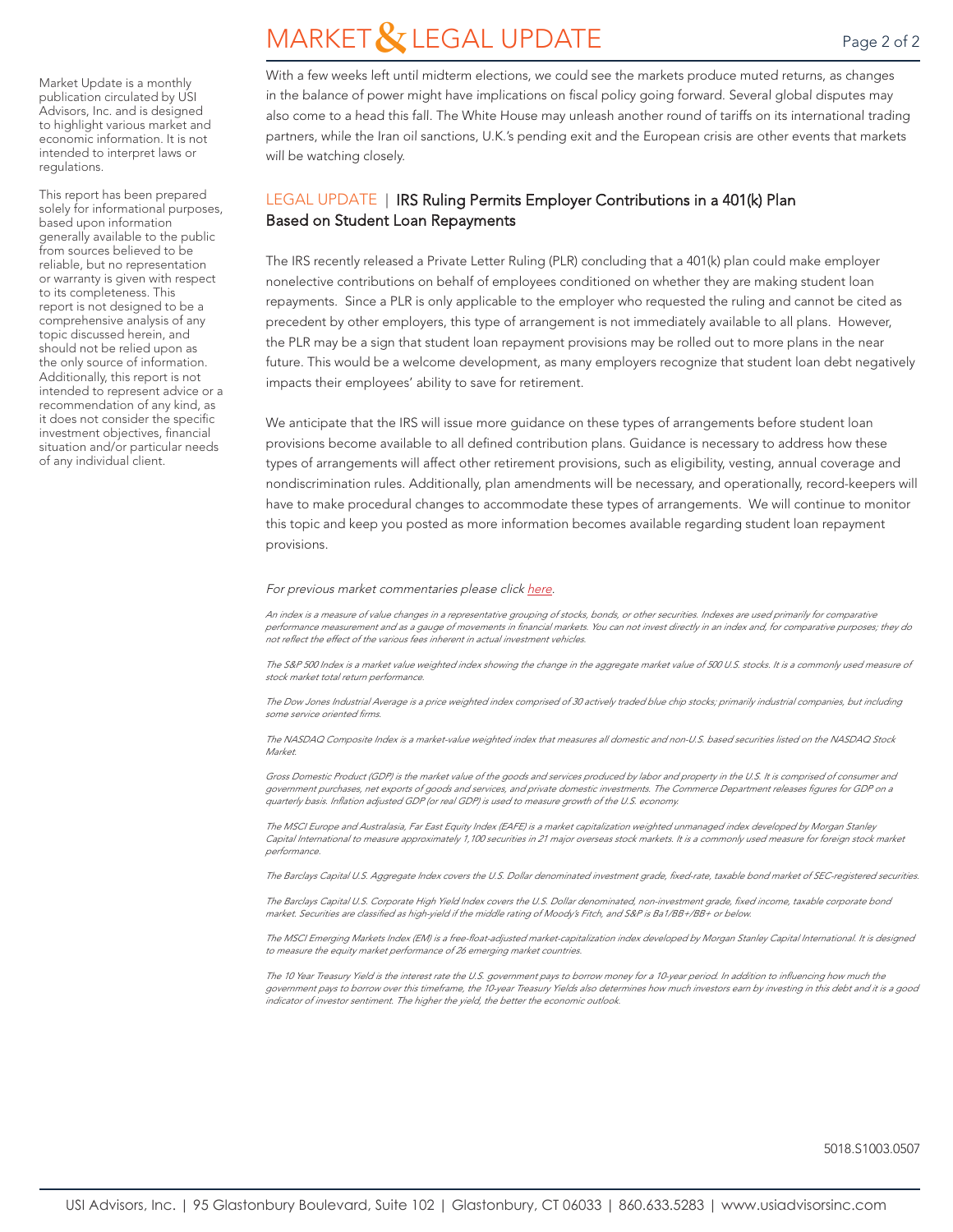Market Update is a monthly publication circulated by USI Advisors, Inc. and is designed to highlight various market and economic information. It is not intended to interpret laws or regulations.

This report has been prepared solely for informational purposes, based upon information generally available to the public from sources believed to be reliable, but no representation or warranty is given with respect to its completeness. This report is not designed to be a comprehensive analysis of any topic discussed herein, and should not be relied upon as the only source of information. Additionally, this report is not intended to represent advice or a recommendation of any kind, as it does not consider the specific investment objectives, financial situation and/or particular needs of any individual client.

With a few weeks left until midterm elections, we could see the markets produce muted returns, as changes in the balance of power might have implications on fiscal policy going forward. Several global disputes may also come to a head this fall. The White House may unleash another round of tariffs on its international trading partners, while the Iran oil sanctions, U.K.'s pending exit and the European crisis are other events that markets will be watching closely.

## LEGAL UPDATE | IRS Ruling Permits Employer Contributions in a 401(k) Plan Based on Student Loan Repayments

The IRS recently released a Private Letter Ruling (PLR) concluding that a 401(k) plan could make employer nonelective contributions on behalf of employees conditioned on whether they are making student loan repayments. Since a PLR is only applicable to the employer who requested the ruling and cannot be cited as precedent by other employers, this type of arrangement is not immediately available to all plans. However, the PLR may be a sign that student loan repayment provisions may be rolled out to more plans in the near future. This would be a welcome development, as many employers recognize that student loan debt negatively impacts their employees' ability to save for retirement.

We anticipate that the IRS will issue more guidance on these types of arrangements before student loan provisions become available to all defined contribution plans. Guidance is necessary to address how these types of arrangements will affect other retirement provisions, such as eligibility, vesting, annual coverage and nondiscrimination rules. Additionally, plan amendments will be necessary, and operationally, record-keepers will have to make procedural changes to accommodate these types of arrangements. We will continue to monitor this topic and keep you posted as more information becomes available regarding student loan repayment provisions.

*For previous market commentaries please click here.*

*An index is a measure of value changes in a representative grouping of stocks, bonds, or other securities. Indexes are used primarily for comparative performance measurement and as a gauge of movements in financial markets. You can not invest directly in an index and, for comparative purposes; they do not reflect the effect of the various fees inherent in actual investment vehicles.*

*The S&P 500 Index is a market value weighted index showing the change in the aggregate market value of 500 U.S. stocks. It is a commonly used measure of stock market total return performance.*

*The Dow Jones Industrial Average is a price weighted index comprised of 30 actively traded blue chip stocks; primarily industrial companies, but including some service oriented firms.*

*The NASDAQ Composite Index is a market-value weighted index that measures all domestic and non-U.S. based securities listed on the NASDAQ Stock Market.*

*Gross Domestic Product (GDP) is the market value of the goods and services produced by labor and property in the U.S. It is comprised of consumer and government purchases, net exports of goods and services, and private domestic investments. The Commerce Department releases figures for GDP on a quarterly basis. Inflation adjusted GDP (or real GDP) is used to measure growth of the U.S. economy.*

*The MSCI Europe and Australasia, Far East Equity Index (EAFE) is a market capitalization weighted unmanaged index developed by Morgan Stanley Capital International to measure approximately 1,100 securities in 21 major overseas stock markets. It is a commonly used measure for foreign stock market performance.*

*The Barclays Capital U.S. Aggregate Index covers the U.S. Dollar denominated investment grade, fixed-rate, taxable bond market of SEC-registered securities.*

*The Barclays Capital U.S. Corporate High Yield Index covers the U.S. Dollar denominated, non-investment grade, fixed income, taxable corporate bond market. Securities are classified as high-yield if the middle rating of Moody's Fitch, and S&P is Ba1/BB+/BB+ or below.*

*The MSCI Emerging Markets Index (EM) is a free-float-adjusted market-capitalization index developed by Morgan Stanley Capital International. It is designed to measure the equity market performance of 26 emerging market countries.*

*The 10 Year Treasury Yield is the interest rate the U.S. government pays to borrow money for a 10-year period. In addition to influencing how much the government pays to borrow over this timeframe, the 10-year Treasury Yields also determines how much investors earn by investing in this debt and it is a good indicator of investor sentiment. The higher the yield, the better the economic outlook.*

5018.S1003.0507

USI Advisors, Inc. | 95 Glastonbury Boulevard, Suite 102 | Glastonbury, CT 06033 | 860.633.5283 | www.usiadvisorsinc.com